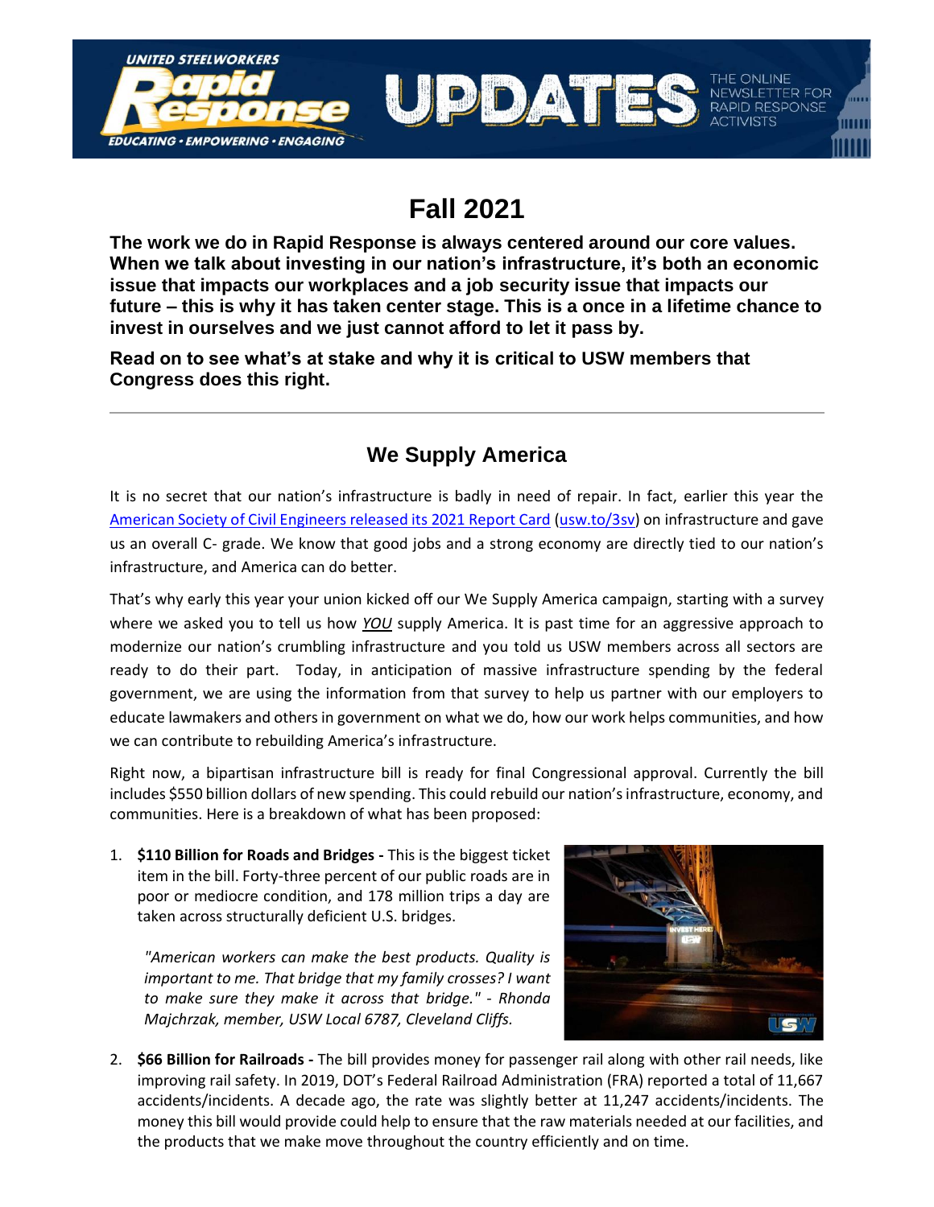# Fall 2021

**The work we do in Rapid Response is always centered around our core values. When we talk about investing in our nation's infrastructure, it's both an economic issue that impacts our workplaces and a job security issue that impacts our future – this is why it has taken center stage. This is a once in a lifetime chance to invest in ourselves and we just cannot afford to let it pass by.**

**Read on to see what's at stake and why it is critical to USW members that Congress does this right.**

---

## We Supply America

It is no secret that our nation's infrastructure is badly in need of repair. In fact, earlier this year the American Society of Civil Engineers released its 2021 Report Card (usw.to/3sv) on infrastructure and gave us an overall C- grade. We know that good jobs and a strong economy are directly tied to our nation's infrastructure, and America can do better.

That's why early this year your union kicked off our We Supply America campaign, starting with a survey where we asked you to tell us how ***YOU*** supply America. It is past time for an aggressive approach to modernize our nation's crumbling infrastructure and you told us USW members across all sectors are ready to do their part. Today, in anticipation of massive infrastructure spending by the federal government, we are using the information from that survey to help us partner with our employers to educate lawmakers and others in government on what we do, how our work helps communities, and how we can contribute to rebuilding America's infrastructure.

Right now, a bipartisan infrastructure bill is ready for final Congressional approval. Currently the bill includes $550 billion dollars of new spending. This could rebuild our nation's infrastructure, economy, and communities. Here is a breakdown of what has been proposed:

1. **$110 Billion for Roads and Bridges -** This is the biggest ticket item in the bill. Forty-three percent of our public roads are in poor or mediocre condition, and 178 million trips a day are taken across structurally deficient U.S. bridges.

   *"American workers can make the best products. Quality is important to me. That bridge that my family crosses? I want to make sure they make it across that bridge." - Rhonda Majchrzak, member, USW Local 6787, Cleveland Cliffs.*

2. **$66 Billion for Railroads -** The bill provides money for passenger rail along with other rail needs, like improving rail safety. In 2019, DOT's Federal Railroad Administration (FRA) reported a total of 11,667 accidents/incidents. A decade ago, the rate was slightly better at 11,247 accidents/incidents. The money this bill would provide could help to ensure that the raw materials needed at our facilities, and the products that we make move throughout the country efficiently and on time.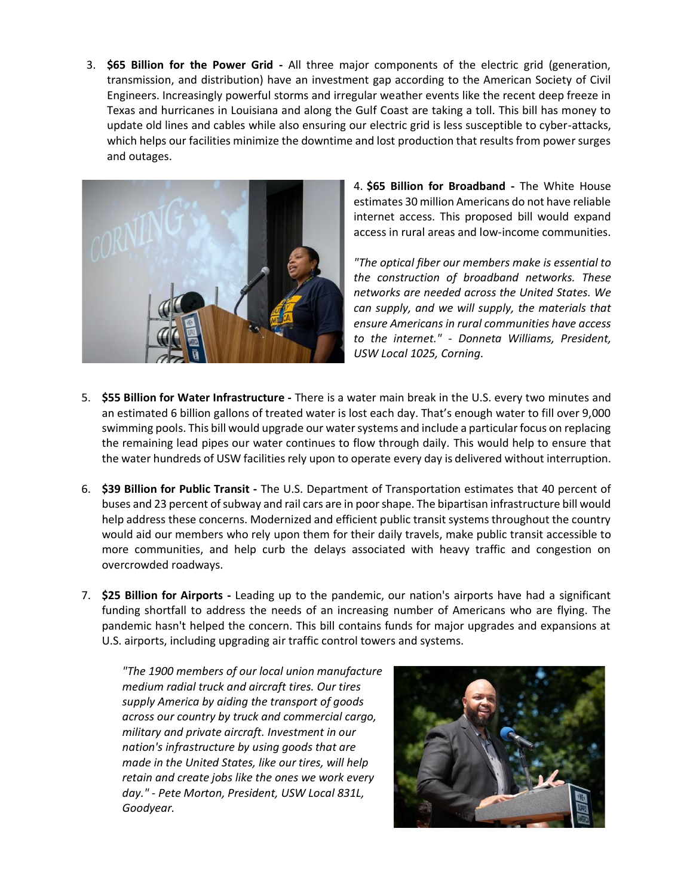3. **$65 Billion for the Power Grid -** All three major components of the electric grid (generation, transmission, and distribution) have an investment gap according to the American Society of Civil Engineers. Increasingly powerful storms and irregular weather events like the recent deep freeze in Texas and hurricanes in Louisiana and along the Gulf Coast are taking a toll. This bill has money to update old lines and cables while also ensuring our electric grid is less susceptible to cyber-attacks, which helps our facilities minimize the downtime and lost production that results from power surges and outages.

4. **$65 Billion for Broadband -** The White House estimates 30 million Americans do not have reliable internet access. This proposed bill would expand access in rural areas and low-income communities.

   *"The optical fiber our members make is essential to the construction of broadband networks. These networks are needed across the United States. We can supply, and we will supply, the materials that ensure Americans in rural communities have access to the internet." - Donneta Williams, President, USW Local 1025, Corning.*

5. **$55 Billion for Water Infrastructure -** There is a water main break in the U.S. every two minutes and an estimated 6 billion gallons of treated water is lost each day. That's enough water to fill over 9,000 swimming pools. This bill would upgrade our water systems and include a particular focus on replacing the remaining lead pipes our water continues to flow through daily. This would help to ensure that the water hundreds of USW facilities rely upon to operate every day is delivered without interruption.

6. **$39 Billion for Public Transit -** The U.S. Department of Transportation estimates that 40 percent of buses and 23 percent of subway and rail cars are in poor shape. The bipartisan infrastructure bill would help address these concerns. Modernized and efficient public transit systems throughout the country would aid our members who rely upon them for their daily travels, make public transit accessible to more communities, and help curb the delays associated with heavy traffic and congestion on overcrowded roadways.

7. **$25 Billion for Airports -** Leading up to the pandemic, our nation's airports have had a significant funding shortfall to address the needs of an increasing number of Americans who are flying. The pandemic hasn't helped the concern. This bill contains funds for major upgrades and expansions at U.S. airports, including upgrading air traffic control towers and systems.

   *"The 1900 members of our local union manufacture medium radial truck and aircraft tires. Our tires supply America by aiding the transport of goods across our country by truck and commercial cargo, military and private aircraft. Investment in our nation's infrastructure by using goods that are made in the United States, like our tires, will help retain and create jobs like the ones we work every day." - Pete Morton, President, USW Local 831L, Goodyear.*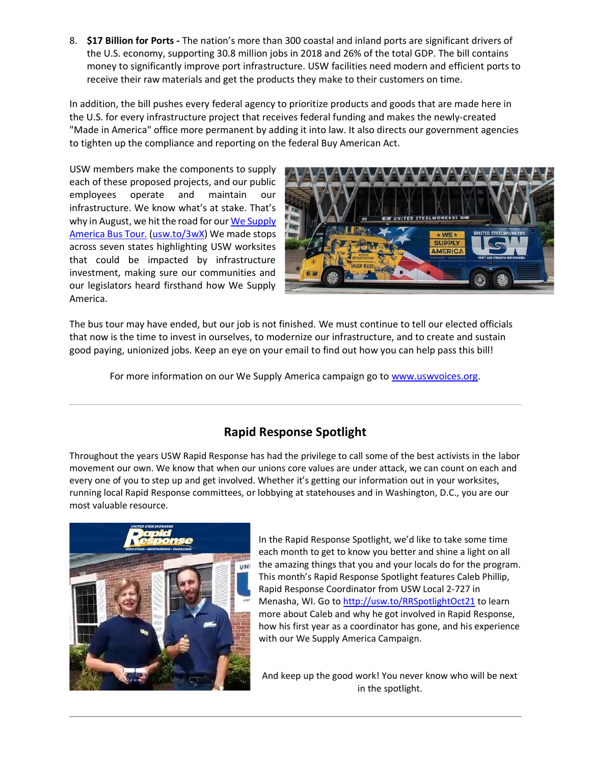8. **$17 Billion for Ports -** The nation's more than 300 coastal and inland ports are significant drivers of the U.S. economy, supporting 30.8 million jobs in 2018 and 26% of the total GDP. The bill contains money to significantly improve port infrastructure. USW facilities need modern and efficient ports to receive their raw materials and get the products they make to their customers on time.

In addition, the bill pushes every federal agency to prioritize products and goods that are made here in the U.S. for every infrastructure project that receives federal funding and makes the newly-created "Made in America" office more permanent by adding it into law. It also directs our government agencies to tighten up the compliance and reporting on the federal Buy American Act.

USW members make the components to supply each of these proposed projects, and our public employees operate and maintain our infrastructure. We know what's at stake. That's why in August, we hit the road for our [We Supply America Bus Tour.](usw.to/3wX) ([usw.to/3wX](usw.to/3wX)) We made stops across seven states highlighting USW worksites that could be impacted by infrastructure investment, making sure our communities and our legislators heard firsthand how We Supply America.

The bus tour may have ended, but our job is not finished. We must continue to tell our elected officials that now is the time to invest in ourselves, to modernize our infrastructure, and to create and sustain good paying, unionized jobs. Keep an eye on your email to find out how you can help pass this bill!

For more information on our We Supply America campaign go to [www.uswvoices.org](www.uswvoices.org).

---

## Rapid Response Spotlight

Throughout the years USW Rapid Response has had the privilege to call some of the best activists in the labor movement our own. We know that when our unions core values are under attack, we can count on each and every one of you to step up and get involved. Whether it's getting our information out in your worksites, running local Rapid Response committees, or lobbying at statehouses and in Washington, D.C., you are our most valuable resource.

In the Rapid Response Spotlight, we'd like to take some time each month to get to know you better and shine a light on all the amazing things that you and your locals do for the program. This month's Rapid Response Spotlight features Caleb Phillip, Rapid Response Coordinator from USW Local 2-727 in Menasha, WI. Go to [http://usw.to/RRSpotlightOct21](http://usw.to/RRSpotlightOct21) to learn more about Caleb and why he got involved in Rapid Response, how his first year as a coordinator has gone, and his experience with our We Supply America Campaign.

And keep up the good work! You never know who will be next in the spotlight.

---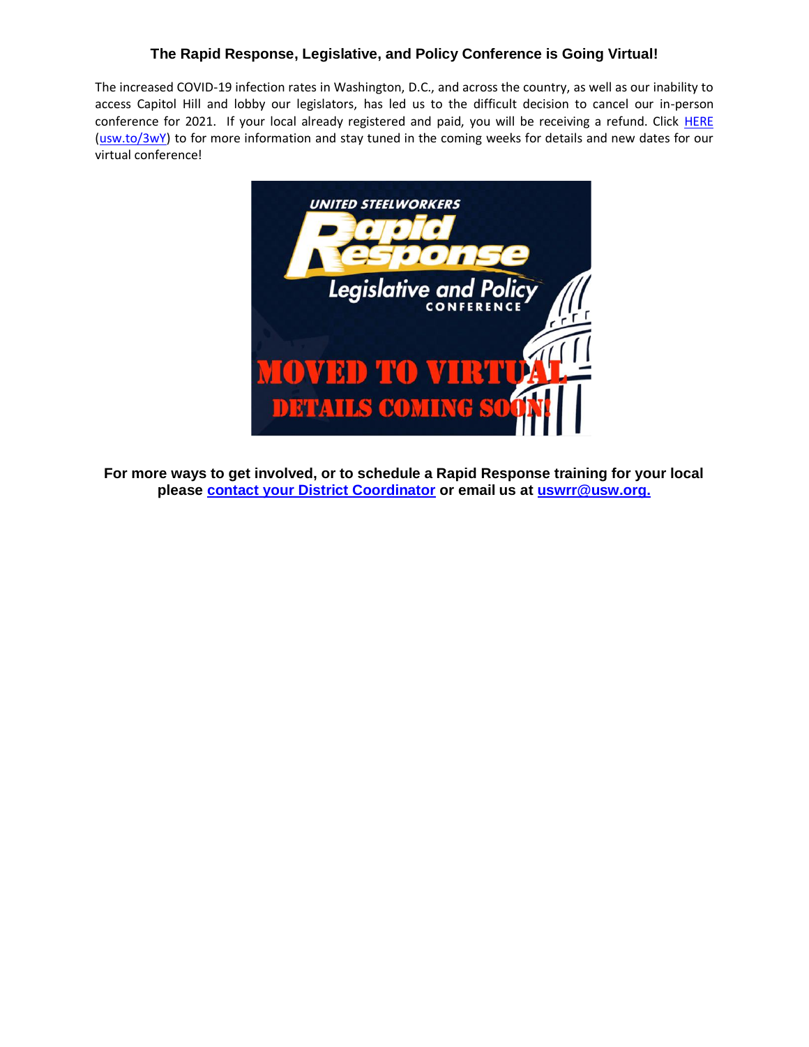### The Rapid Response, Legislative, and Policy Conference is Going Virtual!

The increased COVID-19 infection rates in Washington, D.C., and across the country, as well as our inability to access Capitol Hill and lobby our legislators, has led us to the difficult decision to cancel our in-person conference for 2021. If your local already registered and paid, you will be receiving a refund. Click HERE (usw.to/3wY) to for more information and stay tuned in the coming weeks for details and new dates for our virtual conference!

**For more ways to get involved, or to schedule a Rapid Response training for your local please contact your District Coordinator or email us at uswrr@usw.org.**